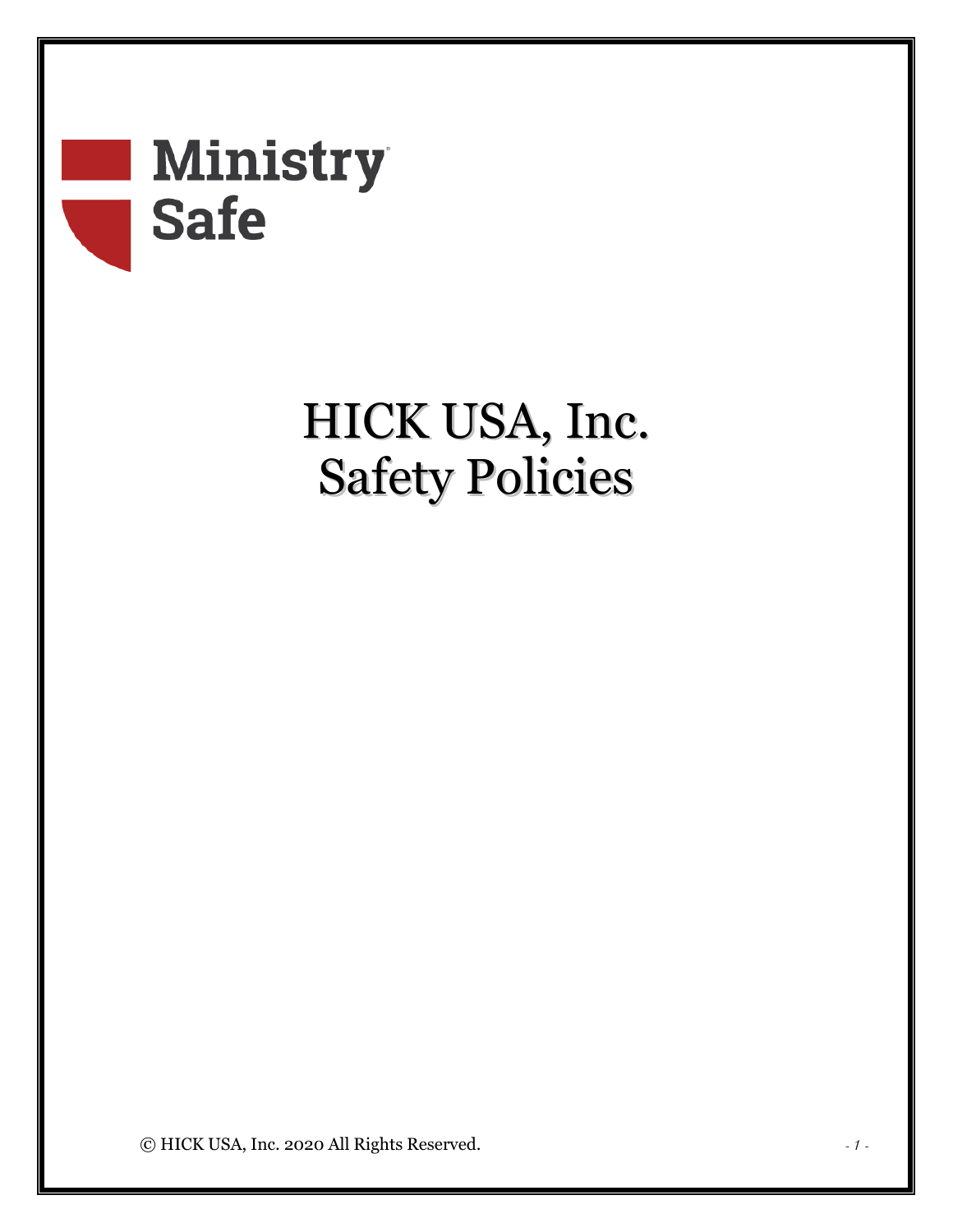Ministry Safe

# HICK USA, Inc.
# Safety Policies

© HICK USA, Inc. 2020 All Rights Reserved.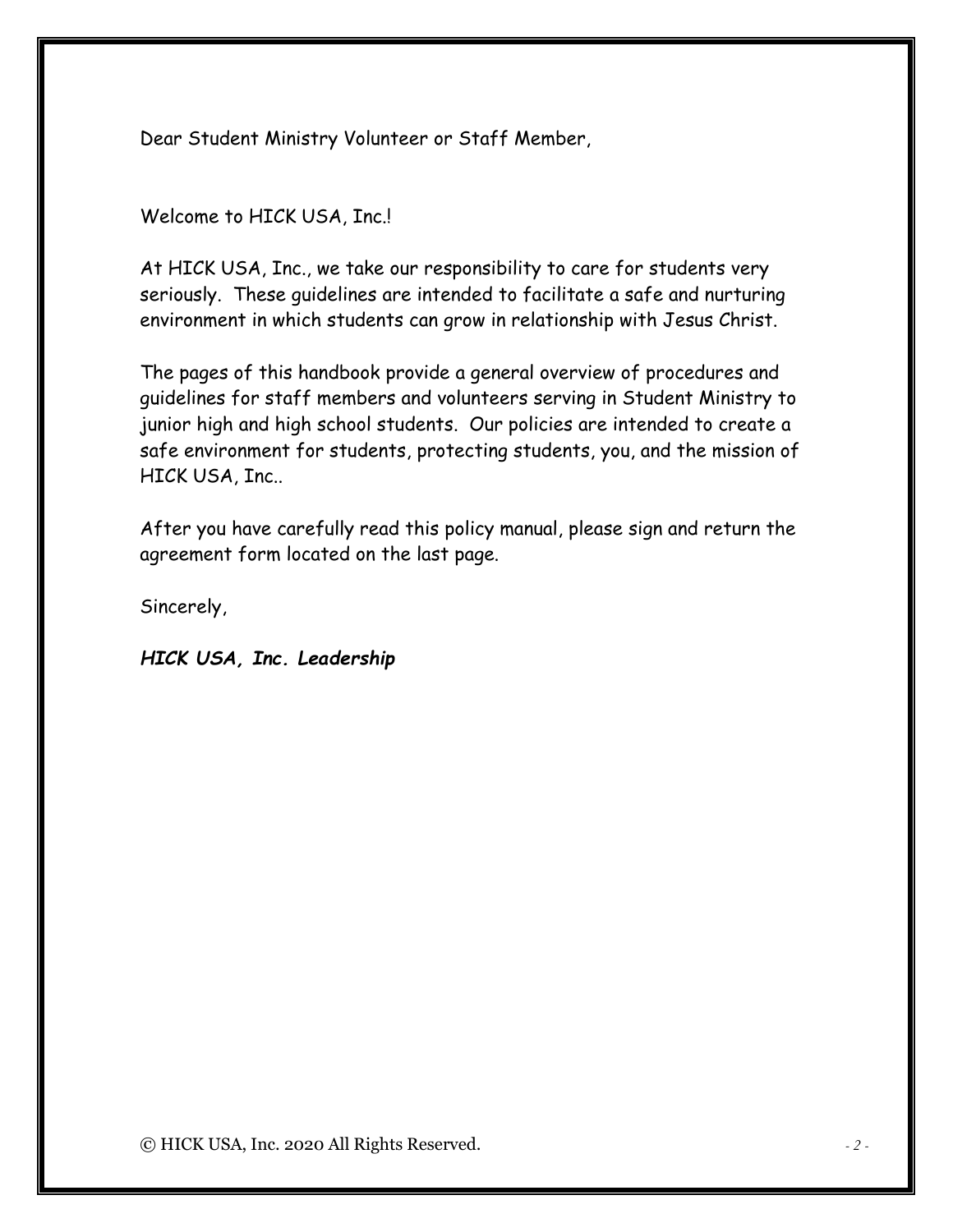Dear Student Ministry Volunteer or Staff Member,

Welcome to HICK USA, Inc.!

At HICK USA, Inc., we take our responsibility to care for students very seriously. These guidelines are intended to facilitate a safe and nurturing environment in which students can grow in relationship with Jesus Christ.

The pages of this handbook provide a general overview of procedures and guidelines for staff members and volunteers serving in Student Ministry to junior high and high school students. Our policies are intended to create a safe environment for students, protecting students, you, and the mission of HICK USA, Inc..

After you have carefully read this policy manual, please sign and return the agreement form located on the last page.

Sincerely,

***HICK USA, Inc. Leadership***

© HICK USA, Inc. 2020 All Rights Reserved.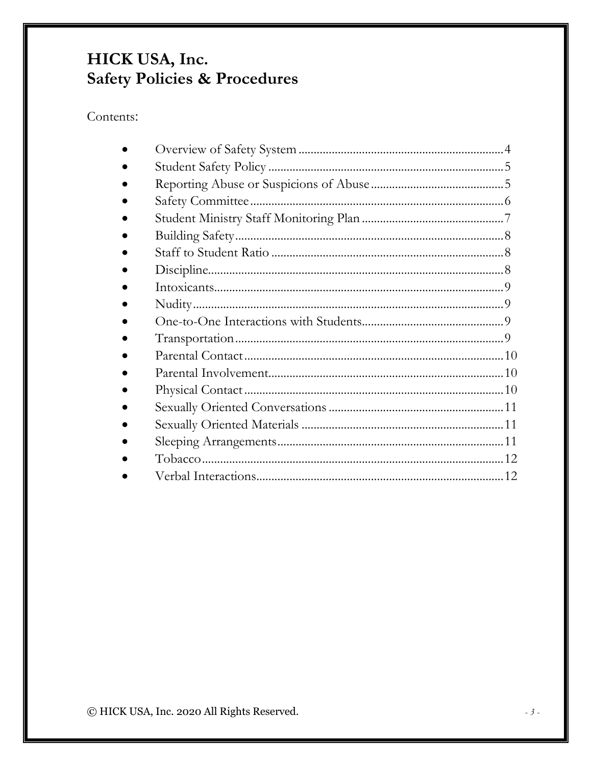# HICK USA, Inc.
# Safety Policies & Procedures

Contents:

- Overview of Safety System ........................................................... 4
- Student Safety Policy ........................................................... 5
- Reporting Abuse or Suspicions of Abuse ........................................................... 5
- Safety Committee ........................................................... 6
- Student Ministry Staff Monitoring Plan ........................................................... 7
- Building Safety ........................................................... 8
- Staff to Student Ratio ........................................................... 8
- Discipline ........................................................... 8
- Intoxicants ........................................................... 9
- Nudity ........................................................... 9
- One-to-One Interactions with Students ........................................................... 9
- Transportation ........................................................... 9
- Parental Contact ........................................................... 10
- Parental Involvement ........................................................... 10
- Physical Contact ........................................................... 10
- Sexually Oriented Conversations ........................................................... 11
- Sexually Oriented Materials ........................................................... 11
- Sleeping Arrangements ........................................................... 11
- Tobacco ........................................................... 12
- Verbal Interactions ........................................................... 12

© HICK USA, Inc. 2020 All Rights Reserved.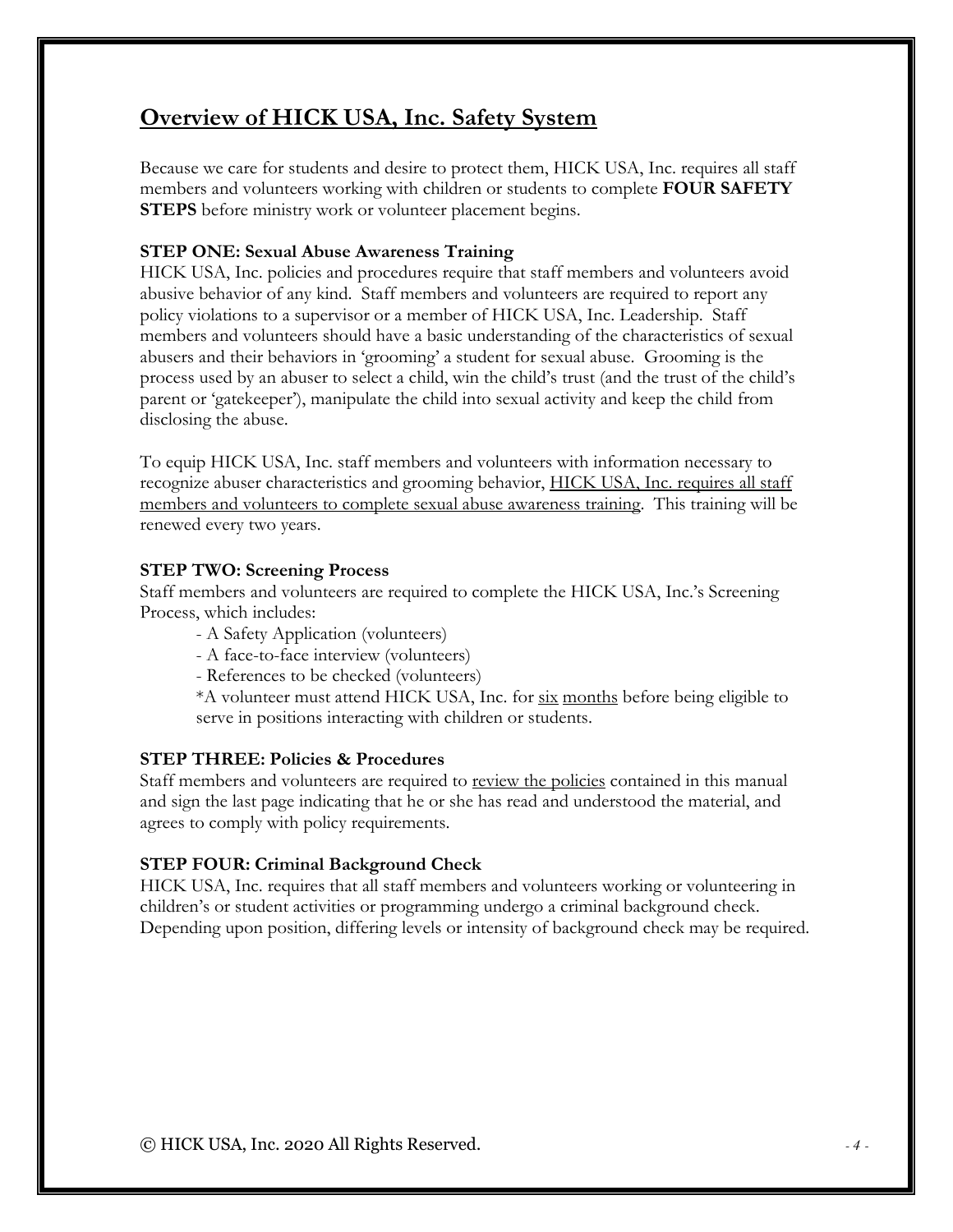## Overview of HICK USA, Inc. Safety System

Because we care for students and desire to protect them, HICK USA, Inc. requires all staff members and volunteers working with children or students to complete **FOUR SAFETY STEPS** before ministry work or volunteer placement begins.

**STEP ONE: Sexual Abuse Awareness Training**

HICK USA, Inc. policies and procedures require that staff members and volunteers avoid abusive behavior of any kind. Staff members and volunteers are required to report any policy violations to a supervisor or a member of HICK USA, Inc. Leadership. Staff members and volunteers should have a basic understanding of the characteristics of sexual abusers and their behaviors in 'grooming' a student for sexual abuse. Grooming is the process used by an abuser to select a child, win the child's trust (and the trust of the child's parent or 'gatekeeper'), manipulate the child into sexual activity and keep the child from disclosing the abuse.

To equip HICK USA, Inc. staff members and volunteers with information necessary to recognize abuser characteristics and grooming behavior, HICK USA, Inc. requires all staff members and volunteers to complete sexual abuse awareness training. This training will be renewed every two years.

**STEP TWO: Screening Process**

Staff members and volunteers are required to complete the HICK USA, Inc.'s Screening Process, which includes:

- A Safety Application (volunteers)
- A face-to-face interview (volunteers)
- References to be checked (volunteers)

*A volunteer must attend HICK USA, Inc. for six months before being eligible to serve in positions interacting with children or students.

**STEP THREE: Policies & Procedures**

Staff members and volunteers are required to review the policies contained in this manual and sign the last page indicating that he or she has read and understood the material, and agrees to comply with policy requirements.

**STEP FOUR: Criminal Background Check**

HICK USA, Inc. requires that all staff members and volunteers working or volunteering in children's or student activities or programming undergo a criminal background check. Depending upon position, differing levels or intensity of background check may be required.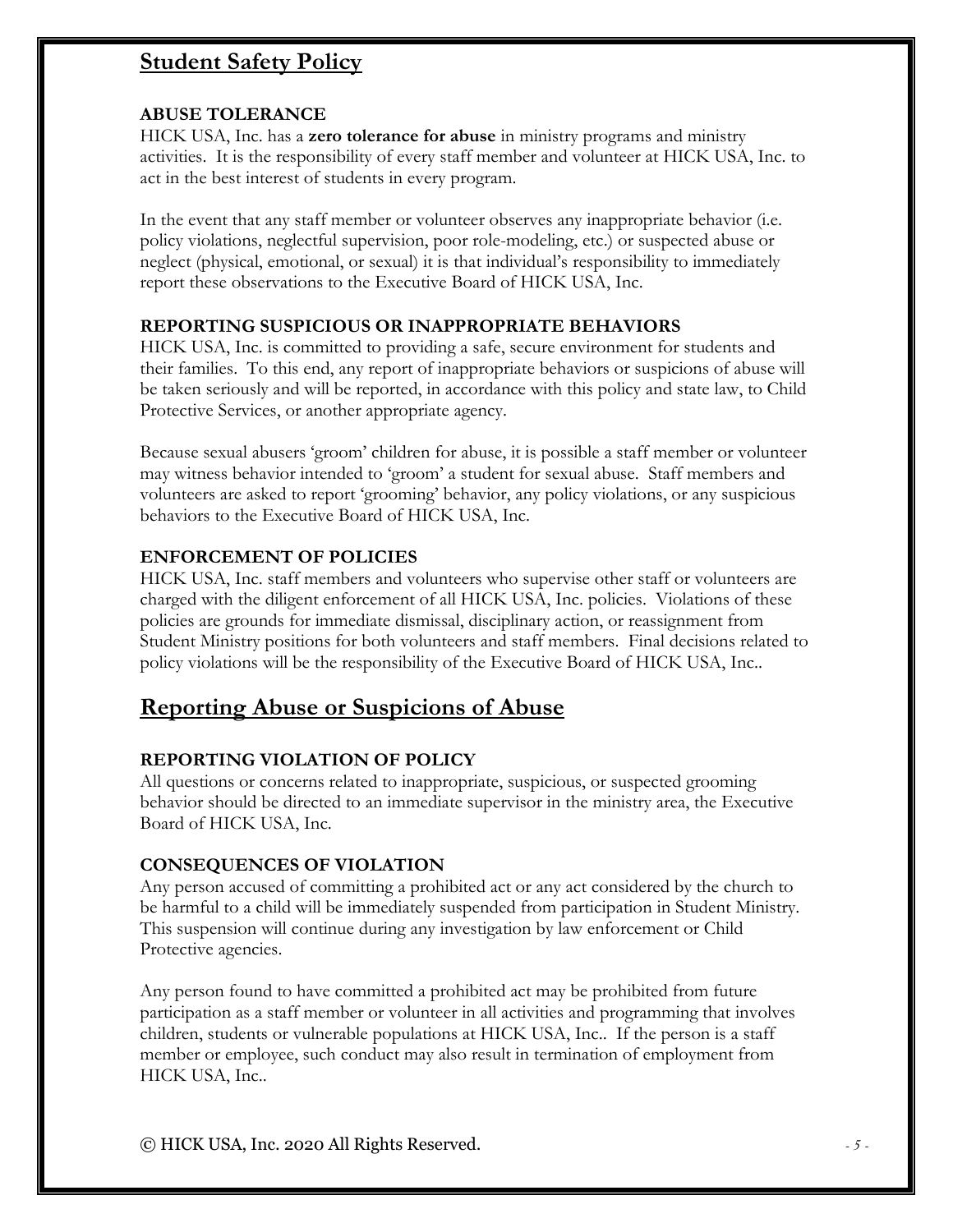## Student Safety Policy

### ABUSE TOLERANCE

HICK USA, Inc. has a **zero tolerance for abuse** in ministry programs and ministry activities. It is the responsibility of every staff member and volunteer at HICK USA, Inc. to act in the best interest of students in every program.

In the event that any staff member or volunteer observes any inappropriate behavior (i.e. policy violations, neglectful supervision, poor role-modeling, etc.) or suspected abuse or neglect (physical, emotional, or sexual) it is that individual's responsibility to immediately report these observations to the Executive Board of HICK USA, Inc.

### REPORTING SUSPICIOUS OR INAPPROPRIATE BEHAVIORS

HICK USA, Inc. is committed to providing a safe, secure environment for students and their families. To this end, any report of inappropriate behaviors or suspicions of abuse will be taken seriously and will be reported, in accordance with this policy and state law, to Child Protective Services, or another appropriate agency.

Because sexual abusers 'groom' children for abuse, it is possible a staff member or volunteer may witness behavior intended to 'groom' a student for sexual abuse. Staff members and volunteers are asked to report 'grooming' behavior, any policy violations, or any suspicious behaviors to the Executive Board of HICK USA, Inc.

### ENFORCEMENT OF POLICIES

HICK USA, Inc. staff members and volunteers who supervise other staff or volunteers are charged with the diligent enforcement of all HICK USA, Inc. policies. Violations of these policies are grounds for immediate dismissal, disciplinary action, or reassignment from Student Ministry positions for both volunteers and staff members. Final decisions related to policy violations will be the responsibility of the Executive Board of HICK USA, Inc..

## Reporting Abuse or Suspicions of Abuse

### REPORTING VIOLATION OF POLICY

All questions or concerns related to inappropriate, suspicious, or suspected grooming behavior should be directed to an immediate supervisor in the ministry area, the Executive Board of HICK USA, Inc.

### CONSEQUENCES OF VIOLATION

Any person accused of committing a prohibited act or any act considered by the church to be harmful to a child will be immediately suspended from participation in Student Ministry. This suspension will continue during any investigation by law enforcement or Child Protective agencies.

Any person found to have committed a prohibited act may be prohibited from future participation as a staff member or volunteer in all activities and programming that involves children, students or vulnerable populations at HICK USA, Inc.. If the person is a staff member or employee, such conduct may also result in termination of employment from HICK USA, Inc..

© HICK USA, Inc. 2020 All Rights Reserved.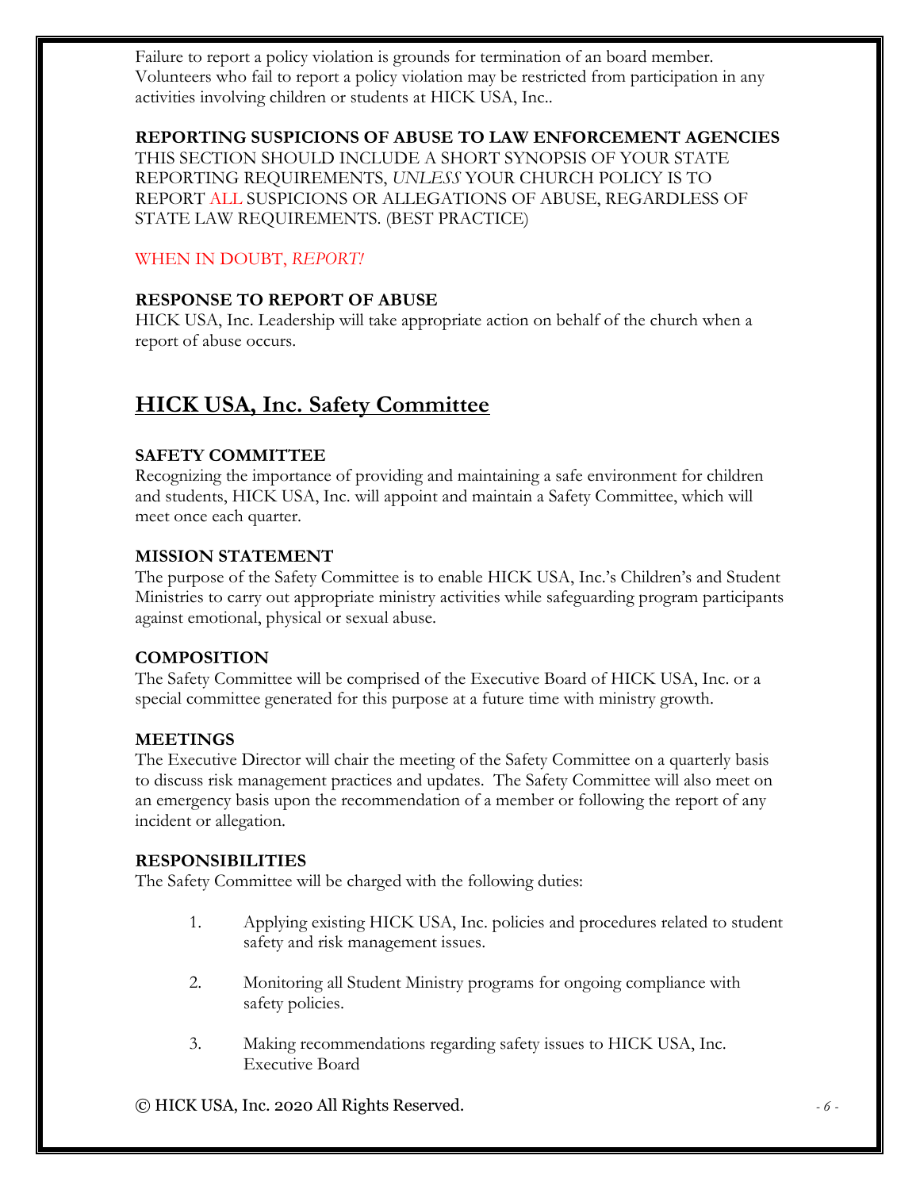Failure to report a policy violation is grounds for termination of an board member. Volunteers who fail to report a policy violation may be restricted from participation in any activities involving children or students at HICK USA, Inc..

**REPORTING SUSPICIONS OF ABUSE TO LAW ENFORCEMENT AGENCIES**
THIS SECTION SHOULD INCLUDE A SHORT SYNOPSIS OF YOUR STATE REPORTING REQUIREMENTS, *UNLESS* YOUR CHURCH POLICY IS TO REPORT ALL SUSPICIONS OR ALLEGATIONS OF ABUSE, REGARDLESS OF STATE LAW REQUIREMENTS. (BEST PRACTICE)

WHEN IN DOUBT, *REPORT!*

**RESPONSE TO REPORT OF ABUSE**
HICK USA, Inc. Leadership will take appropriate action on behalf of the church when a report of abuse occurs.

## HICK USA, Inc. Safety Committee

**SAFETY COMMITTEE**
Recognizing the importance of providing and maintaining a safe environment for children and students, HICK USA, Inc. will appoint and maintain a Safety Committee, which will meet once each quarter.

**MISSION STATEMENT**
The purpose of the Safety Committee is to enable HICK USA, Inc.'s Children's and Student Ministries to carry out appropriate ministry activities while safeguarding program participants against emotional, physical or sexual abuse.

**COMPOSITION**
The Safety Committee will be comprised of the Executive Board of HICK USA, Inc. or a special committee generated for this purpose at a future time with ministry growth.

**MEETINGS**
The Executive Director will chair the meeting of the Safety Committee on a quarterly basis to discuss risk management practices and updates. The Safety Committee will also meet on an emergency basis upon the recommendation of a member or following the report of any incident or allegation.

**RESPONSIBILITIES**
The Safety Committee will be charged with the following duties:

1. Applying existing HICK USA, Inc. policies and procedures related to student safety and risk management issues.
2. Monitoring all Student Ministry programs for ongoing compliance with safety policies.
3. Making recommendations regarding safety issues to HICK USA, Inc. Executive Board

© HICK USA, Inc. 2020 All Rights Reserved.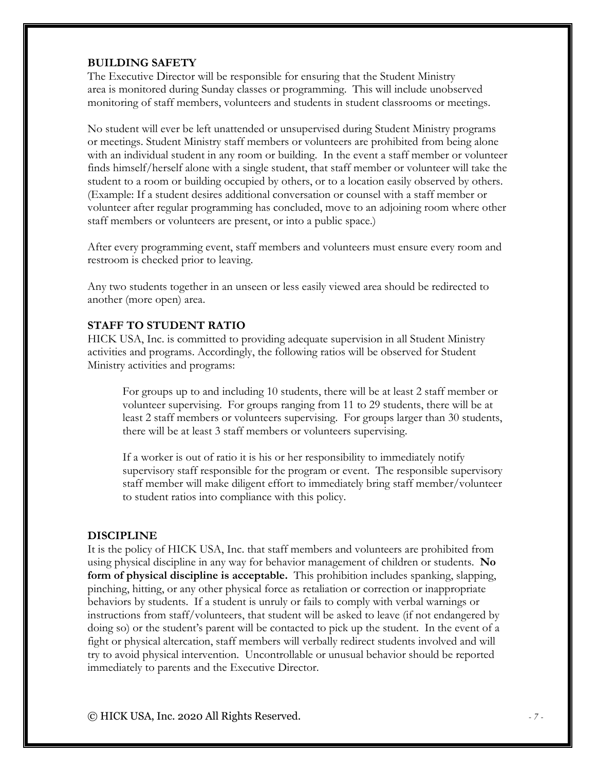**BUILDING SAFETY**

The Executive Director will be responsible for ensuring that the Student Ministry area is monitored during Sunday classes or programming. This will include unobserved monitoring of staff members, volunteers and students in student classrooms or meetings.

No student will ever be left unattended or unsupervised during Student Ministry programs or meetings. Student Ministry staff members or volunteers are prohibited from being alone with an individual student in any room or building. In the event a staff member or volunteer finds himself/herself alone with a single student, that staff member or volunteer will take the student to a room or building occupied by others, or to a location easily observed by others. (Example: If a student desires additional conversation or counsel with a staff member or volunteer after regular programming has concluded, move to an adjoining room where other staff members or volunteers are present, or into a public space.)

After every programming event, staff members and volunteers must ensure every room and restroom is checked prior to leaving.

Any two students together in an unseen or less easily viewed area should be redirected to another (more open) area.

**STAFF TO STUDENT RATIO**

HICK USA, Inc. is committed to providing adequate supervision in all Student Ministry activities and programs. Accordingly, the following ratios will be observed for Student Ministry activities and programs:

> For groups up to and including 10 students, there will be at least 2 staff member or volunteer supervising. For groups ranging from 11 to 29 students, there will be at least 2 staff members or volunteers supervising. For groups larger than 30 students, there will be at least 3 staff members or volunteers supervising.
>
> If a worker is out of ratio it is his or her responsibility to immediately notify supervisory staff responsible for the program or event. The responsible supervisory staff member will make diligent effort to immediately bring staff member/volunteer to student ratios into compliance with this policy.

**DISCIPLINE**

It is the policy of HICK USA, Inc. that staff members and volunteers are prohibited from using physical discipline in any way for behavior management of children or students. **No form of physical discipline is acceptable.** This prohibition includes spanking, slapping, pinching, hitting, or any other physical force as retaliation or correction or inappropriate behaviors by students. If a student is unruly or fails to comply with verbal warnings or instructions from staff/volunteers, that student will be asked to leave (if not endangered by doing so) or the student's parent will be contacted to pick up the student. In the event of a fight or physical altercation, staff members will verbally redirect students involved and will try to avoid physical intervention. Uncontrollable or unusual behavior should be reported immediately to parents and the Executive Director.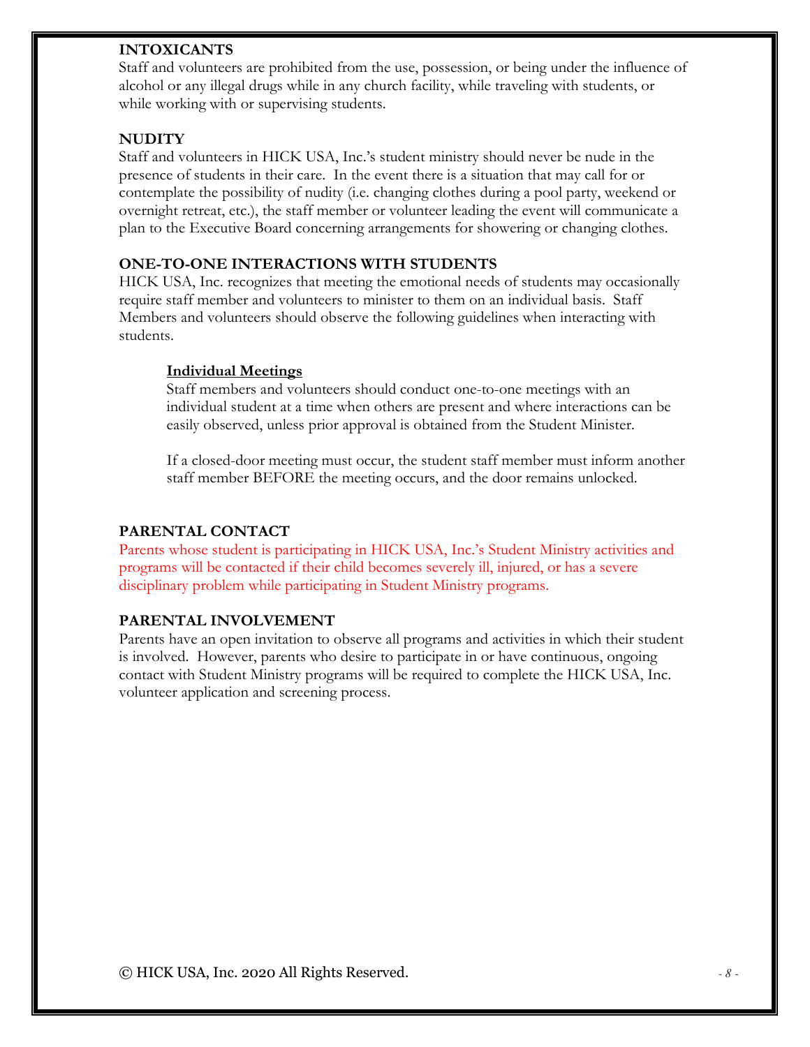## INTOXICANTS

Staff and volunteers are prohibited from the use, possession, or being under the influence of alcohol or any illegal drugs while in any church facility, while traveling with students, or while working with or supervising students.

## NUDITY

Staff and volunteers in HICK USA, Inc.'s student ministry should never be nude in the presence of students in their care. In the event there is a situation that may call for or contemplate the possibility of nudity (i.e. changing clothes during a pool party, weekend or overnight retreat, etc.), the staff member or volunteer leading the event will communicate a plan to the Executive Board concerning arrangements for showering or changing clothes.

## ONE-TO-ONE INTERACTIONS WITH STUDENTS

HICK USA, Inc. recognizes that meeting the emotional needs of students may occasionally require staff member and volunteers to minister to them on an individual basis. Staff Members and volunteers should observe the following guidelines when interacting with students.

### Individual Meetings

Staff members and volunteers should conduct one-to-one meetings with an individual student at a time when others are present and where interactions can be easily observed, unless prior approval is obtained from the Student Minister.

If a closed-door meeting must occur, the student staff member must inform another staff member BEFORE the meeting occurs, and the door remains unlocked.

## PARENTAL CONTACT

Parents whose student is participating in HICK USA, Inc.'s Student Ministry activities and programs will be contacted if their child becomes severely ill, injured, or has a severe disciplinary problem while participating in Student Ministry programs.

## PARENTAL INVOLVEMENT

Parents have an open invitation to observe all programs and activities in which their student is involved. However, parents who desire to participate in or have continuous, ongoing contact with Student Ministry programs will be required to complete the HICK USA, Inc. volunteer application and screening process.

© HICK USA, Inc. 2020 All Rights Reserved.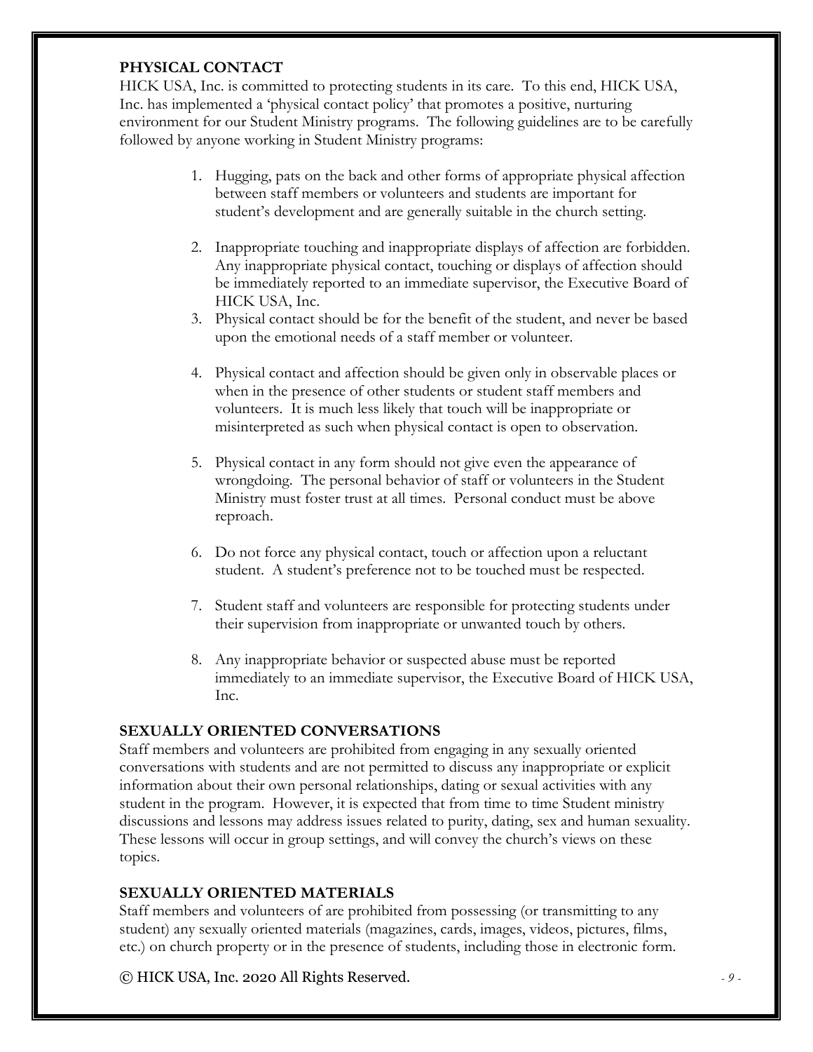## PHYSICAL CONTACT

HICK USA, Inc. is committed to protecting students in its care. To this end, HICK USA, Inc. has implemented a 'physical contact policy' that promotes a positive, nurturing environment for our Student Ministry programs. The following guidelines are to be carefully followed by anyone working in Student Ministry programs:

1. Hugging, pats on the back and other forms of appropriate physical affection between staff members or volunteers and students are important for student's development and are generally suitable in the church setting.
2. Inappropriate touching and inappropriate displays of affection are forbidden. Any inappropriate physical contact, touching or displays of affection should be immediately reported to an immediate supervisor, the Executive Board of HICK USA, Inc.
3. Physical contact should be for the benefit of the student, and never be based upon the emotional needs of a staff member or volunteer.
4. Physical contact and affection should be given only in observable places or when in the presence of other students or student staff members and volunteers. It is much less likely that touch will be inappropriate or misinterpreted as such when physical contact is open to observation.
5. Physical contact in any form should not give even the appearance of wrongdoing. The personal behavior of staff or volunteers in the Student Ministry must foster trust at all times. Personal conduct must be above reproach.
6. Do not force any physical contact, touch or affection upon a reluctant student. A student's preference not to be touched must be respected.
7. Student staff and volunteers are responsible for protecting students under their supervision from inappropriate or unwanted touch by others.
8. Any inappropriate behavior or suspected abuse must be reported immediately to an immediate supervisor, the Executive Board of HICK USA, Inc.

## SEXUALLY ORIENTED CONVERSATIONS

Staff members and volunteers are prohibited from engaging in any sexually oriented conversations with students and are not permitted to discuss any inappropriate or explicit information about their own personal relationships, dating or sexual activities with any student in the program. However, it is expected that from time to time Student ministry discussions and lessons may address issues related to purity, dating, sex and human sexuality. These lessons will occur in group settings, and will convey the church's views on these topics.

## SEXUALLY ORIENTED MATERIALS

Staff members and volunteers of are prohibited from possessing (or transmitting to any student) any sexually oriented materials (magazines, cards, images, videos, pictures, films, etc.) on church property or in the presence of students, including those in electronic form.

© HICK USA, Inc. 2020 All Rights Reserved.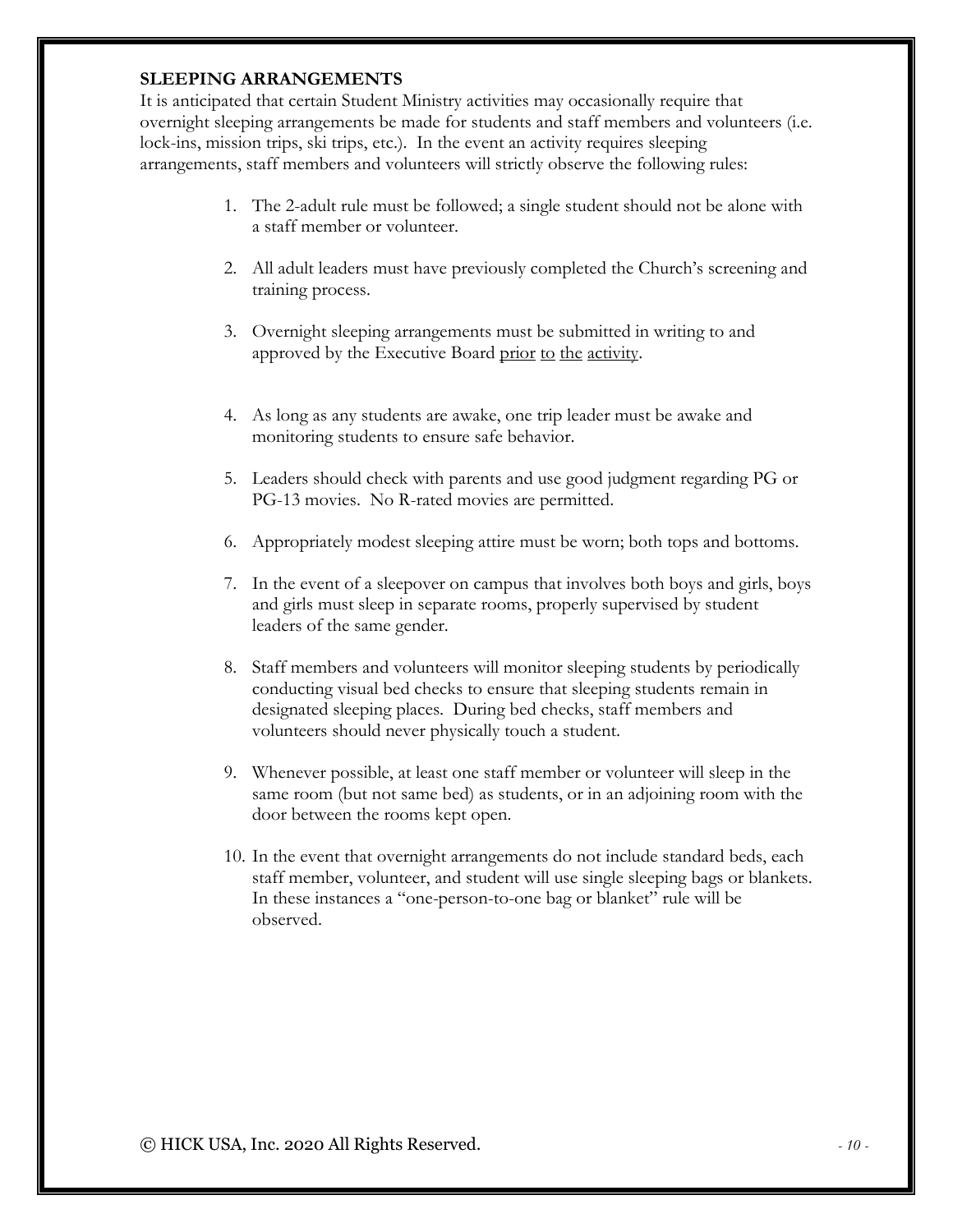**SLEEPING ARRANGEMENTS**

It is anticipated that certain Student Ministry activities may occasionally require that overnight sleeping arrangements be made for students and staff members and volunteers (i.e. lock-ins, mission trips, ski trips, etc.). In the event an activity requires sleeping arrangements, staff members and volunteers will strictly observe the following rules:

1. The 2-adult rule must be followed; a single student should not be alone with a staff member or volunteer.

2. All adult leaders must have previously completed the Church's screening and training process.

3. Overnight sleeping arrangements must be submitted in writing to and approved by the Executive Board <u>prior to the activity</u>.

4. As long as any students are awake, one trip leader must be awake and monitoring students to ensure safe behavior.

5. Leaders should check with parents and use good judgment regarding PG or PG-13 movies. No R-rated movies are permitted.

6. Appropriately modest sleeping attire must be worn; both tops and bottoms.

7. In the event of a sleepover on campus that involves both boys and girls, boys and girls must sleep in separate rooms, properly supervised by student leaders of the same gender.

8. Staff members and volunteers will monitor sleeping students by periodically conducting visual bed checks to ensure that sleeping students remain in designated sleeping places. During bed checks, staff members and volunteers should never physically touch a student.

9. Whenever possible, at least one staff member or volunteer will sleep in the same room (but not same bed) as students, or in an adjoining room with the door between the rooms kept open.

10. In the event that overnight arrangements do not include standard beds, each staff member, volunteer, and student will use single sleeping bags or blankets. In these instances a "one-person-to-one bag or blanket" rule will be observed.

© HICK USA, Inc. 2020 All Rights Reserved.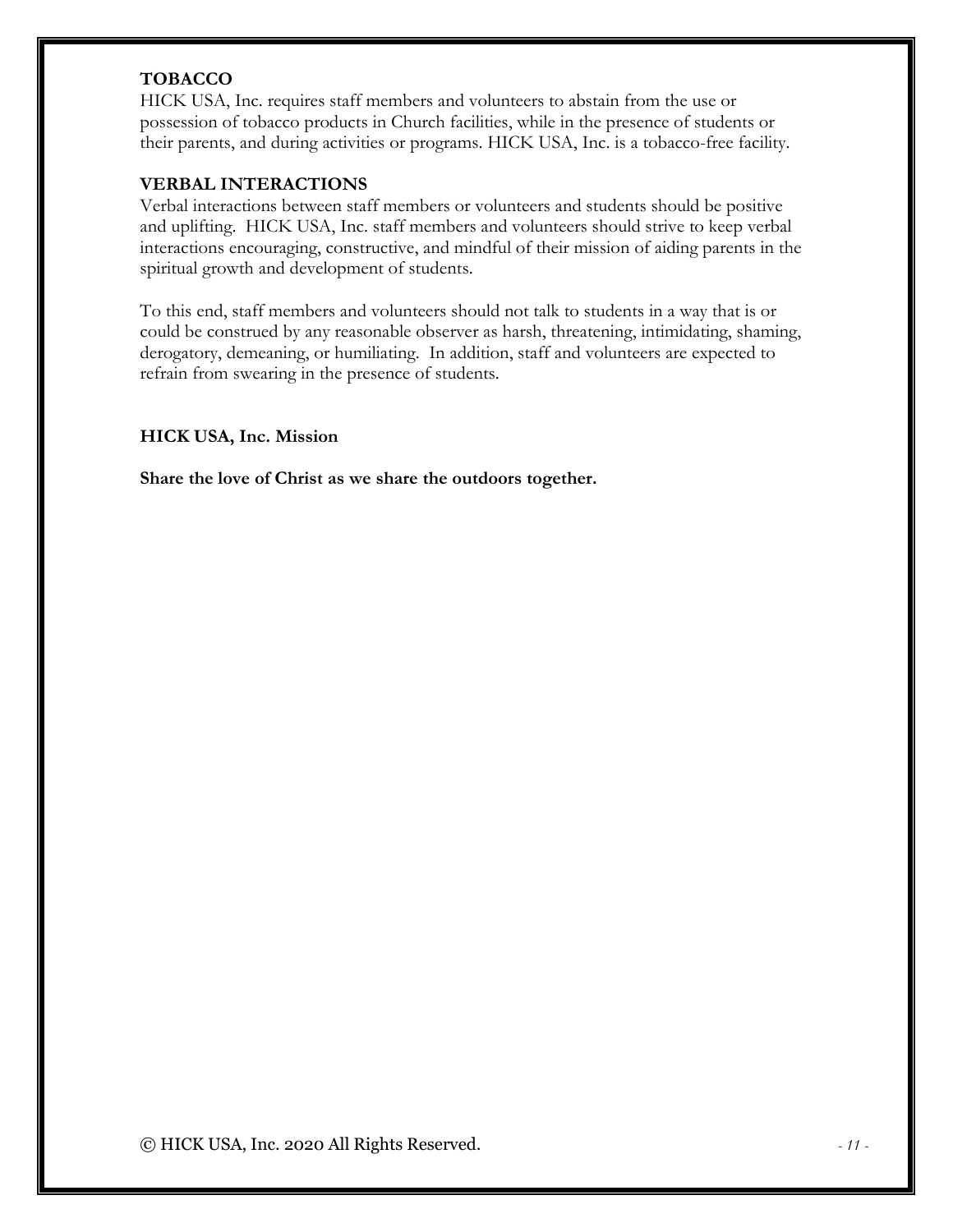**TOBACCO**

HICK USA, Inc. requires staff members and volunteers to abstain from the use or possession of tobacco products in Church facilities, while in the presence of students or their parents, and during activities or programs. HICK USA, Inc. is a tobacco-free facility.

**VERBAL INTERACTIONS**

Verbal interactions between staff members or volunteers and students should be positive and uplifting. HICK USA, Inc. staff members and volunteers should strive to keep verbal interactions encouraging, constructive, and mindful of their mission of aiding parents in the spiritual growth and development of students.

To this end, staff members and volunteers should not talk to students in a way that is or could be construed by any reasonable observer as harsh, threatening, intimidating, shaming, derogatory, demeaning, or humiliating. In addition, staff and volunteers are expected to refrain from swearing in the presence of students.

**HICK USA, Inc. Mission**

**Share the love of Christ as we share the outdoors together.**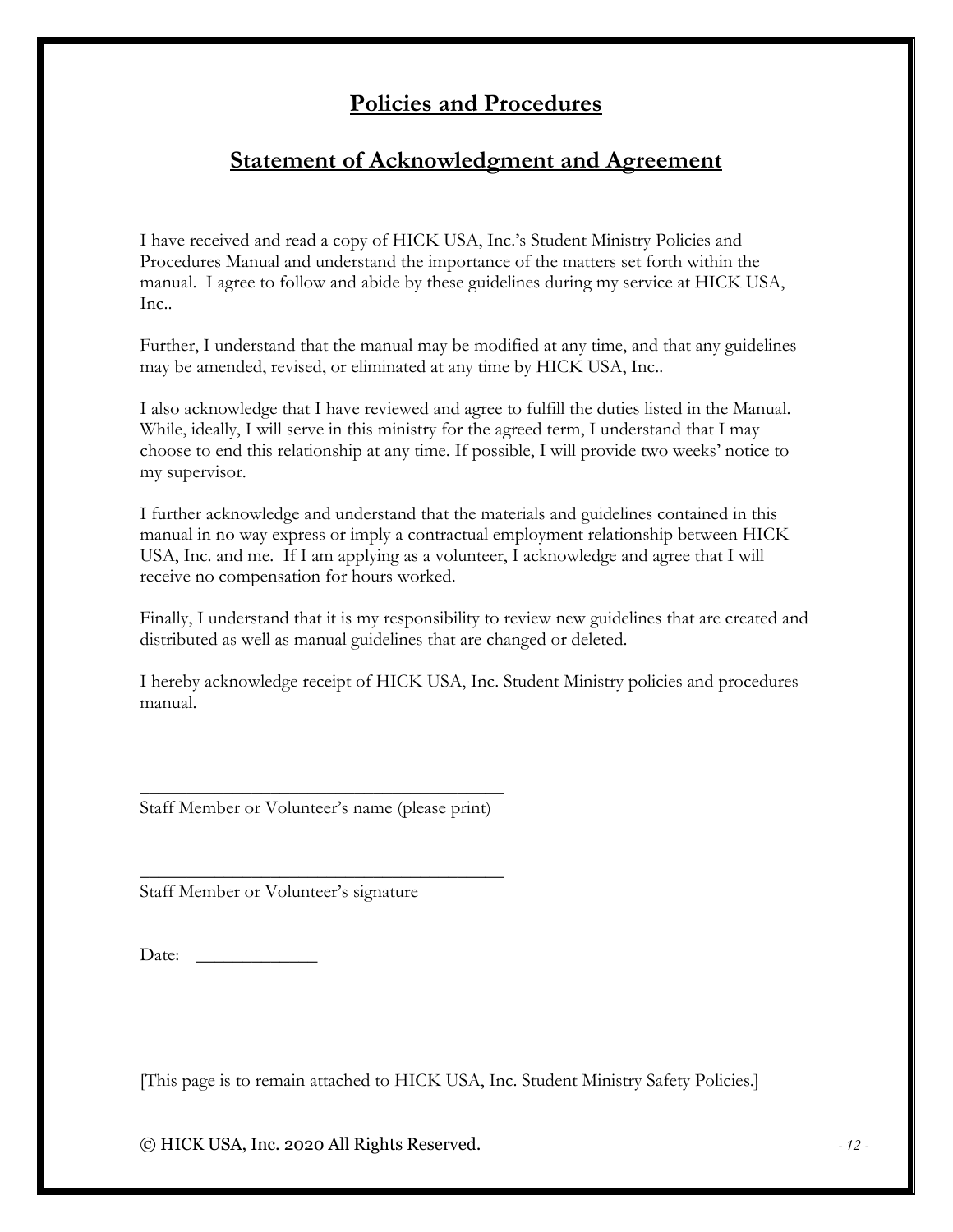# Policies and Procedures

## Statement of Acknowledgment and Agreement

I have received and read a copy of HICK USA, Inc.'s Student Ministry Policies and Procedures Manual and understand the importance of the matters set forth within the manual. I agree to follow and abide by these guidelines during my service at HICK USA, Inc..

Further, I understand that the manual may be modified at any time, and that any guidelines may be amended, revised, or eliminated at any time by HICK USA, Inc..

I also acknowledge that I have reviewed and agree to fulfill the duties listed in the Manual. While, ideally, I will serve in this ministry for the agreed term, I understand that I may choose to end this relationship at any time. If possible, I will provide two weeks' notice to my supervisor.

I further acknowledge and understand that the materials and guidelines contained in this manual in no way express or imply a contractual employment relationship between HICK USA, Inc. and me. If I am applying as a volunteer, I acknowledge and agree that I will receive no compensation for hours worked.

Finally, I understand that it is my responsibility to review new guidelines that are created and distributed as well as manual guidelines that are changed or deleted.

I hereby acknowledge receipt of HICK USA, Inc. Student Ministry policies and procedures manual.

_______________________________________
Staff Member or Volunteer's name (please print)

_______________________________________
Staff Member or Volunteer's signature

Date: ____________

[This page is to remain attached to HICK USA, Inc. Student Ministry Safety Policies.]

© HICK USA, Inc. 2020 All Rights Reserved.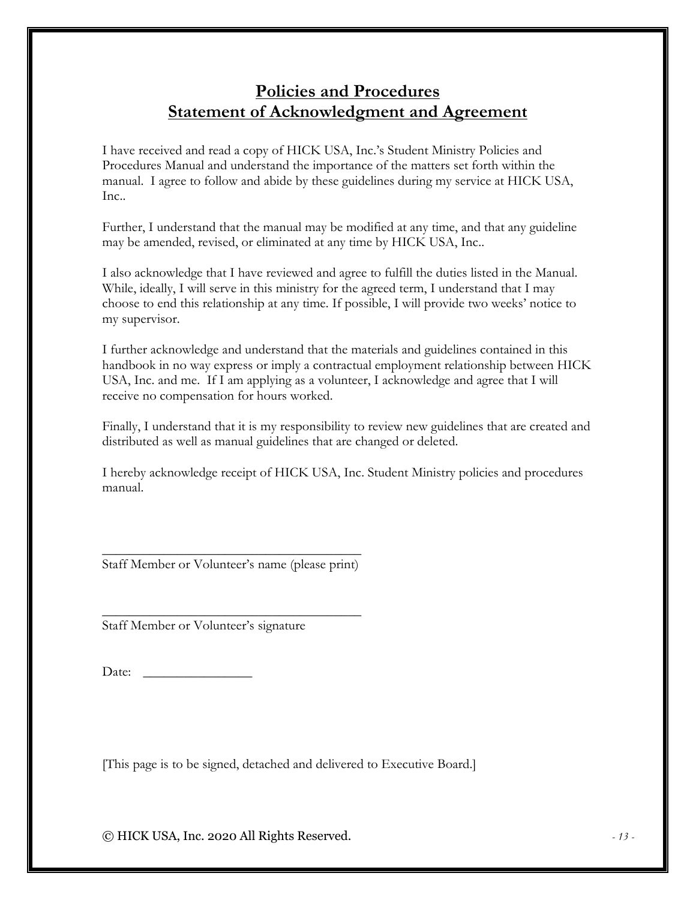## Policies and Procedures
## Statement of Acknowledgment and Agreement

I have received and read a copy of HICK USA, Inc.'s Student Ministry Policies and Procedures Manual and understand the importance of the matters set forth within the manual. I agree to follow and abide by these guidelines during my service at HICK USA, Inc..

Further, I understand that the manual may be modified at any time, and that any guideline may be amended, revised, or eliminated at any time by HICK USA, Inc..

I also acknowledge that I have reviewed and agree to fulfill the duties listed in the Manual. While, ideally, I will serve in this ministry for the agreed term, I understand that I may choose to end this relationship at any time. If possible, I will provide two weeks' notice to my supervisor.

I further acknowledge and understand that the materials and guidelines contained in this handbook in no way express or imply a contractual employment relationship between HICK USA, Inc. and me. If I am applying as a volunteer, I acknowledge and agree that I will receive no compensation for hours worked.

Finally, I understand that it is my responsibility to review new guidelines that are created and distributed as well as manual guidelines that are changed or deleted.

I hereby acknowledge receipt of HICK USA, Inc. Student Ministry policies and procedures manual.

_____________________________________
Staff Member or Volunteer's name (please print)

_____________________________________
Staff Member or Volunteer's signature

Date: _______________

[This page is to be signed, detached and delivered to Executive Board.]

© HICK USA, Inc. 2020 All Rights Reserved.